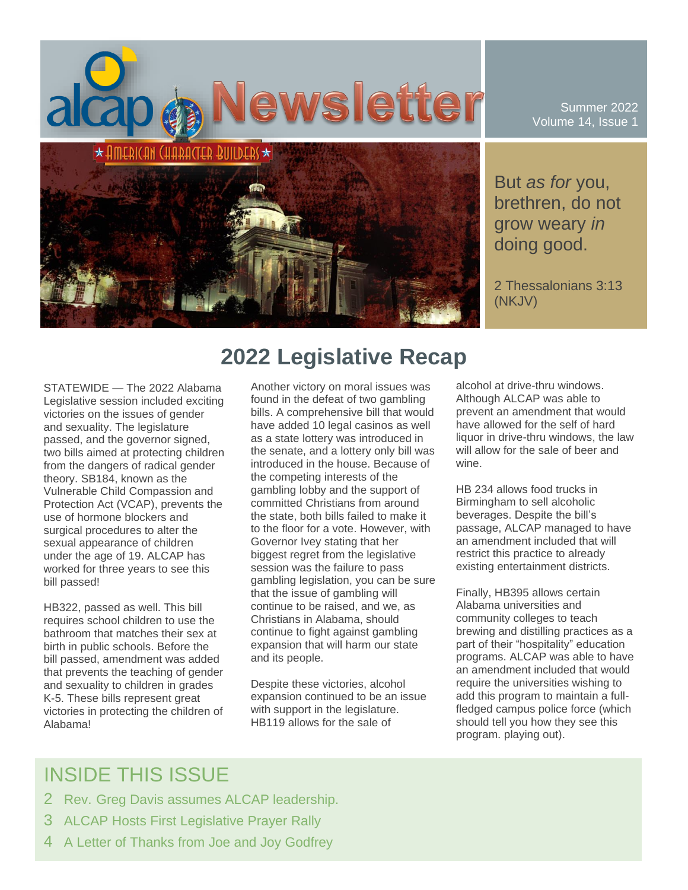# alcap Newsletter

AMERICAN CHARACTER BUILDERS

Summer 2022
Volume 14, Issue 1

But *as for* you, brethren, do not grow weary *in* doing good.

2 Thessalonians 3:13 (NKJV)

## 2022 Legislative Recap

STATEWIDE — The 2022 Alabama Legislative session included exciting victories on the issues of gender and sexuality. The legislature passed, and the governor signed, two bills aimed at protecting children from the dangers of radical gender theory. SB184, known as the Vulnerable Child Compassion and Protection Act (VCAP), prevents the use of hormone blockers and surgical procedures to alter the sexual appearance of children under the age of 19. ALCAP has worked for three years to see this bill passed!

HB322, passed as well. This bill requires school children to use the bathroom that matches their sex at birth in public schools. Before the bill passed, amendment was added that prevents the teaching of gender and sexuality to children in grades K-5. These bills represent great victories in protecting the children of Alabama!

Another victory on moral issues was found in the defeat of two gambling bills. A comprehensive bill that would have added 10 legal casinos as well as a state lottery was introduced in the senate, and a lottery only bill was introduced in the house. Because of the competing interests of the gambling lobby and the support of committed Christians from around the state, both bills failed to make it to the floor for a vote. However, with Governor Ivey stating that her biggest regret from the legislative session was the failure to pass gambling legislation, you can be sure that the issue of gambling will continue to be raised, and we, as Christians in Alabama, should continue to fight against gambling expansion that will harm our state and its people.

Despite these victories, alcohol expansion continued to be an issue with support in the legislature. HB119 allows for the sale of alcohol at drive-thru windows. Although ALCAP was able to prevent an amendment that would have allowed for the self of hard liquor in drive-thru windows, the law will allow for the sale of beer and wine.

HB 234 allows food trucks in Birmingham to sell alcoholic beverages. Despite the bill's passage, ALCAP managed to have an amendment included that will restrict this practice to already existing entertainment districts.

Finally, HB395 allows certain Alabama universities and community colleges to teach brewing and distilling practices as a part of their "hospitality" education programs. ALCAP was able to have an amendment included that would require the universities wishing to add this program to maintain a full-fledged campus police force (which should tell you how they see this program. playing out).

## INSIDE THIS ISSUE

2 Rev. Greg Davis assumes ALCAP leadership.

3 ALCAP Hosts First Legislative Prayer Rally

4 A Letter of Thanks from Joe and Joy Godfrey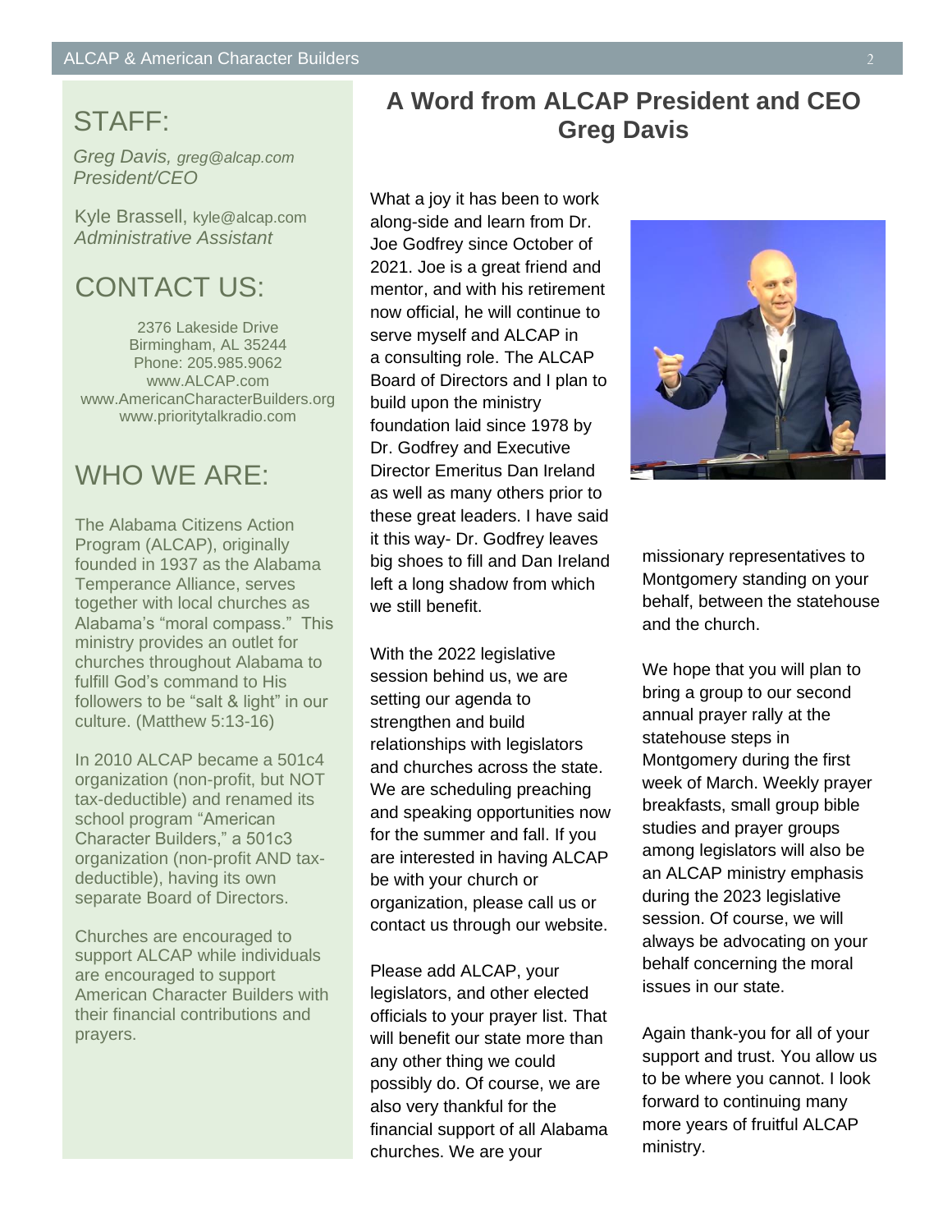## STAFF:

*Greg Davis, greg@alcap.com*
*President/CEO*

Kyle Brassell, kyle@alcap.com
*Administrative Assistant*

## CONTACT US:

2376 Lakeside Drive
Birmingham, AL 35244
Phone: 205.985.9062
www.ALCAP.com
www.AmericanCharacterBuilders.org
www.prioritytalkradio.com

## WHO WE ARE:

The Alabama Citizens Action Program (ALCAP), originally founded in 1937 as the Alabama Temperance Alliance, serves together with local churches as Alabama's "moral compass." This ministry provides an outlet for churches throughout Alabama to fulfill God's command to His followers to be "salt & light" in our culture. (Matthew 5:13-16)

In 2010 ALCAP became a 501c4 organization (non-profit, but NOT tax-deductible) and renamed its school program "American Character Builders," a 501c3 organization (non-profit AND tax-deductible), having its own separate Board of Directors.

Churches are encouraged to support ALCAP while individuals are encouraged to support American Character Builders with their financial contributions and prayers.

# A Word from ALCAP President and CEO Greg Davis

What a joy it has been to work along-side and learn from Dr. Joe Godfrey since October of 2021. Joe is a great friend and mentor, and with his retirement now official, he will continue to serve myself and ALCAP in a consulting role. The ALCAP Board of Directors and I plan to build upon the ministry foundation laid since 1978 by Dr. Godfrey and Executive Director Emeritus Dan Ireland as well as many others prior to these great leaders. I have said it this way- Dr. Godfrey leaves big shoes to fill and Dan Ireland left a long shadow from which we still benefit.

With the 2022 legislative session behind us, we are setting our agenda to strengthen and build relationships with legislators and churches across the state. We are scheduling preaching and speaking opportunities now for the summer and fall. If you are interested in having ALCAP be with your church or organization, please call us or contact us through our website.

Please add ALCAP, your legislators, and other elected officials to your prayer list. That will benefit our state more than any other thing we could possibly do. Of course, we are also very thankful for the financial support of all Alabama churches. We are your missionary representatives to Montgomery standing on your behalf, between the statehouse and the church.

We hope that you will plan to bring a group to our second annual prayer rally at the statehouse steps in Montgomery during the first week of March. Weekly prayer breakfasts, small group bible studies and prayer groups among legislators will also be an ALCAP ministry emphasis during the 2023 legislative session. Of course, we will always be advocating on your behalf concerning the moral issues in our state.

Again thank-you for all of your support and trust. You allow us to be where you cannot. I look forward to continuing many more years of fruitful ALCAP ministry.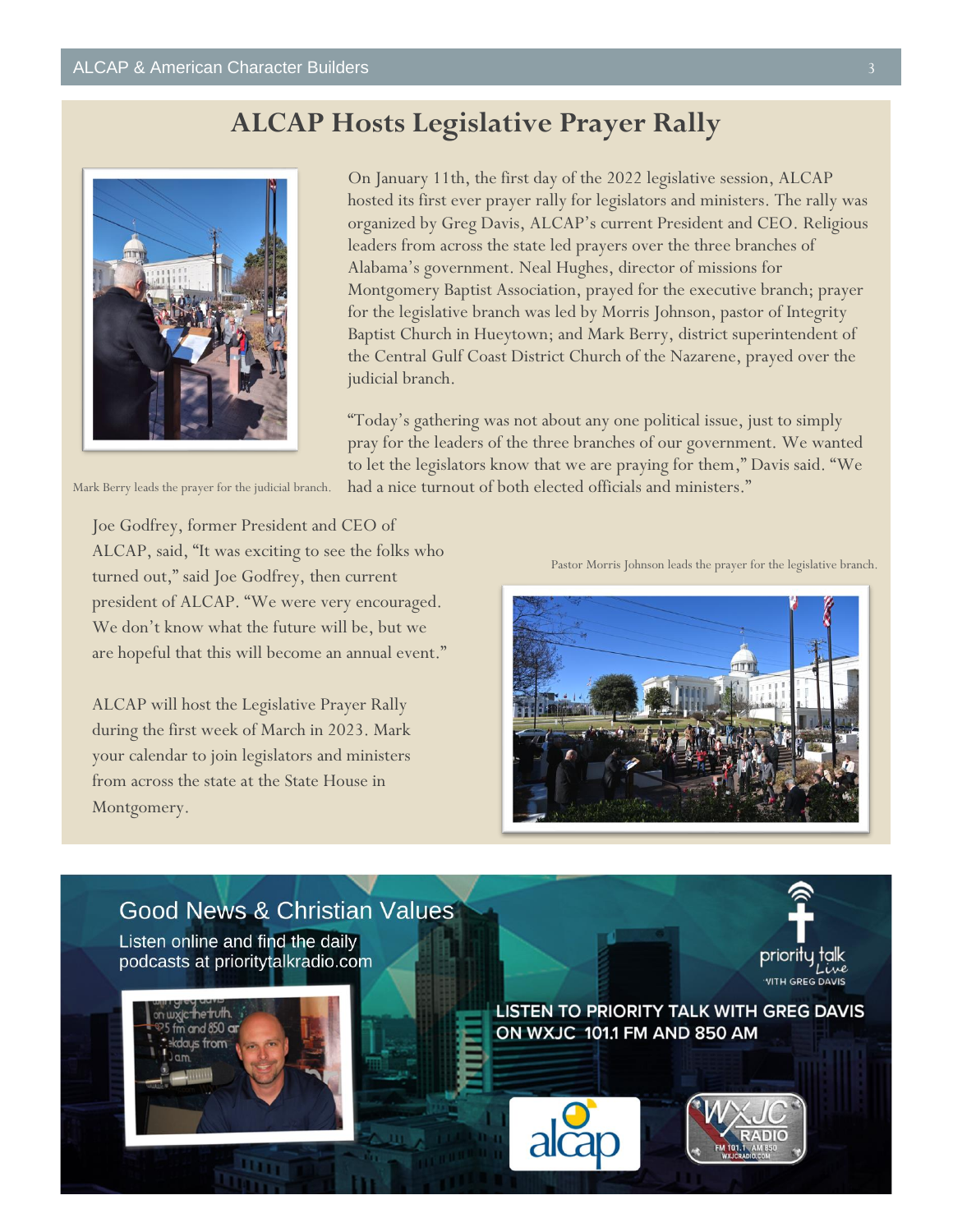# ALCAP Hosts Legislative Prayer Rally

Mark Berry leads the prayer for the judicial branch.

On January 11th, the first day of the 2022 legislative session, ALCAP hosted its first ever prayer rally for legislators and ministers. The rally was organized by Greg Davis, ALCAP's current President and CEO. Religious leaders from across the state led prayers over the three branches of Alabama's government. Neal Hughes, director of missions for Montgomery Baptist Association, prayed for the executive branch; prayer for the legislative branch was led by Morris Johnson, pastor of Integrity Baptist Church in Hueytown; and Mark Berry, district superintendent of the Central Gulf Coast District Church of the Nazarene, prayed over the judicial branch.

"Today's gathering was not about any one political issue, just to simply pray for the leaders of the three branches of our government. We wanted to let the legislators know that we are praying for them," Davis said. "We had a nice turnout of both elected officials and ministers."

Joe Godfrey, former President and CEO of ALCAP, said, "It was exciting to see the folks who turned out," said Joe Godfrey, then current president of ALCAP. "We were very encouraged. We don't know what the future will be, but we are hopeful that this will become an annual event."

ALCAP will host the Legislative Prayer Rally during the first week of March in 2023. Mark your calendar to join legislators and ministers from across the state at the State House in Montgomery.

Pastor Morris Johnson leads the prayer for the legislative branch.

## Good News & Christian Values

Listen online and find the daily podcasts at prioritytalkradio.com

priority talk Live with Greg Davis

LISTEN TO PRIORITY TALK WITH GREG DAVIS ON WXJC 101.1 FM AND 850 AM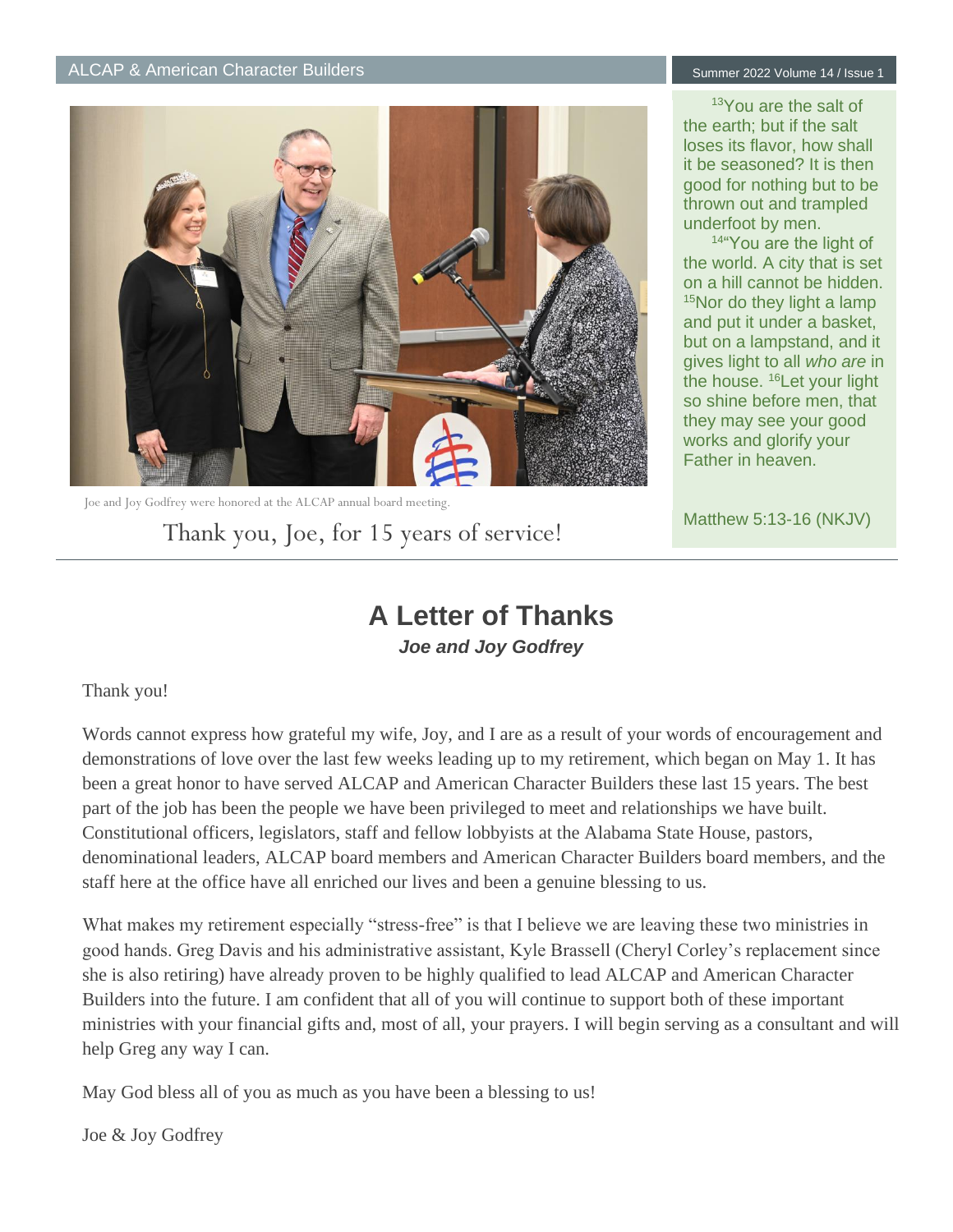Joe and Joy Godfrey were honored at the ALCAP annual board meeting.

Thank you, Joe, for 15 years of service!

[13]You are the salt of the earth; but if the salt loses its flavor, how shall it be seasoned? It is then good for nothing but to be thrown out and trampled underfoot by men.

[14]"You are the light of the world. A city that is set on a hill cannot be hidden. [15]Nor do they light a lamp and put it under a basket, but on a lampstand, and it gives light to all *who are* in the house. [16]Let your light so shine before men, that they may see your good works and glorify your Father in heaven.

Matthew 5:13-16 (NKJV)

---

# A Letter of Thanks

***Joe and Joy Godfrey***

Thank you!

Words cannot express how grateful my wife, Joy, and I are as a result of your words of encouragement and demonstrations of love over the last few weeks leading up to my retirement, which began on May 1. It has been a great honor to have served ALCAP and American Character Builders these last 15 years. The best part of the job has been the people we have been privileged to meet and relationships we have built. Constitutional officers, legislators, staff and fellow lobbyists at the Alabama State House, pastors, denominational leaders, ALCAP board members and American Character Builders board members, and the staff here at the office have all enriched our lives and been a genuine blessing to us.

What makes my retirement especially "stress-free" is that I believe we are leaving these two ministries in good hands. Greg Davis and his administrative assistant, Kyle Brassell (Cheryl Corley's replacement since she is also retiring) have already proven to be highly qualified to lead ALCAP and American Character Builders into the future. I am confident that all of you will continue to support both of these important ministries with your financial gifts and, most of all, your prayers. I will begin serving as a consultant and will help Greg any way I can.

May God bless all of you as much as you have been a blessing to us!

Joe & Joy Godfrey